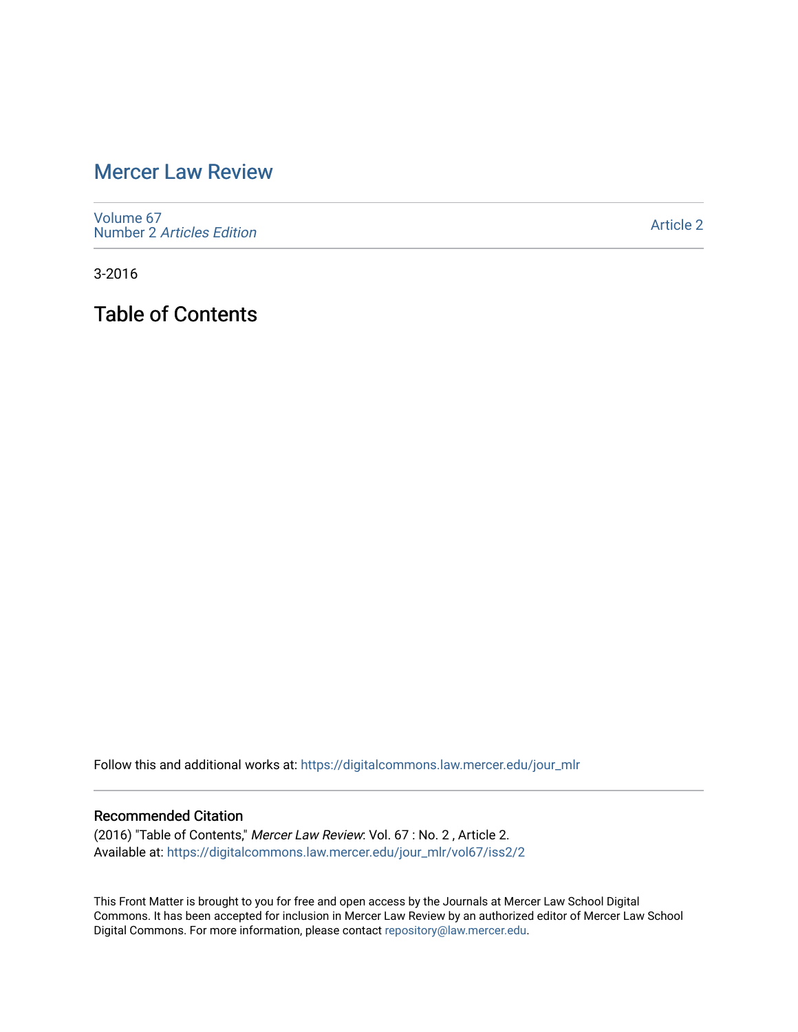# Mercer Law Review

Volume 67
Number 2 *Articles Edition*

Article 2

3-2016

## Table of Contents

Follow this and additional works at: https://digitalcommons.law.mercer.edu/jour_mlr

### Recommended Citation

(2016) "Table of Contents," *Mercer Law Review*: Vol. 67 : No. 2 , Article 2.
Available at: https://digitalcommons.law.mercer.edu/jour_mlr/vol67/iss2/2

This Front Matter is brought to you for free and open access by the Journals at Mercer Law School Digital Commons. It has been accepted for inclusion in Mercer Law Review by an authorized editor of Mercer Law School Digital Commons. For more information, please contact repository@law.mercer.edu.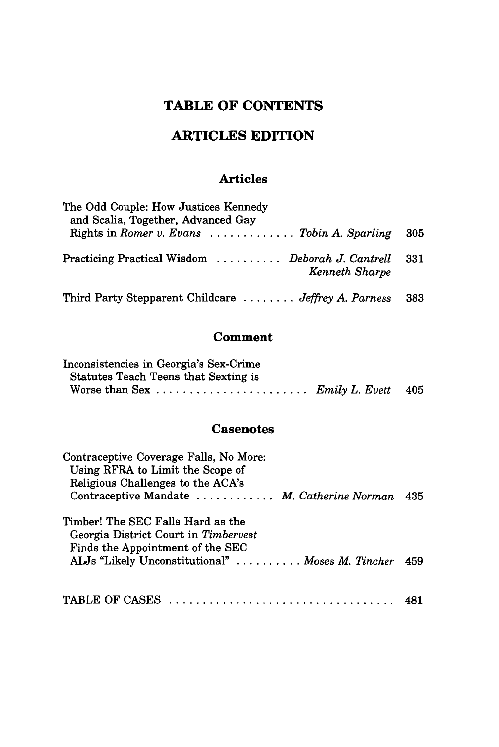# TABLE OF CONTENTS

## ARTICLES EDITION

### Articles

The Odd Couple: How Justices Kennedy and Scalia, Together, Advanced Gay Rights in *Romer v. Evans* . . . . . . . . . . . . . *Tobin A. Sparling* 305

Practicing Practical Wisdom . . . . . . . . . . *Deborah J. Cantrell*, *Kenneth Sharpe* 331

Third Party Stepparent Childcare . . . . . . . . *Jeffrey A. Parness* 383

### Comment

Inconsistencies in Georgia's Sex-Crime Statutes Teach Teens that Sexting is Worse than Sex . . . . . . . . . . . . . . . . . . . . . . . *Emily L. Evett* 405

### Casenotes

Contraceptive Coverage Falls, No More: Using RFRA to Limit the Scope of Religious Challenges to the ACA's Contraceptive Mandate . . . . . . . . . . . . *M. Catherine Norman* 435

Timber! The SEC Falls Hard as the Georgia District Court in *Timbervest* Finds the Appointment of the SEC ALJs "Likely Unconstitutional" . . . . . . . . . . *Moses M. Tincher* 459

TABLE OF CASES . . . . . . . . . . . . . . . . . . . . . . . . . . . . . . . . . 481